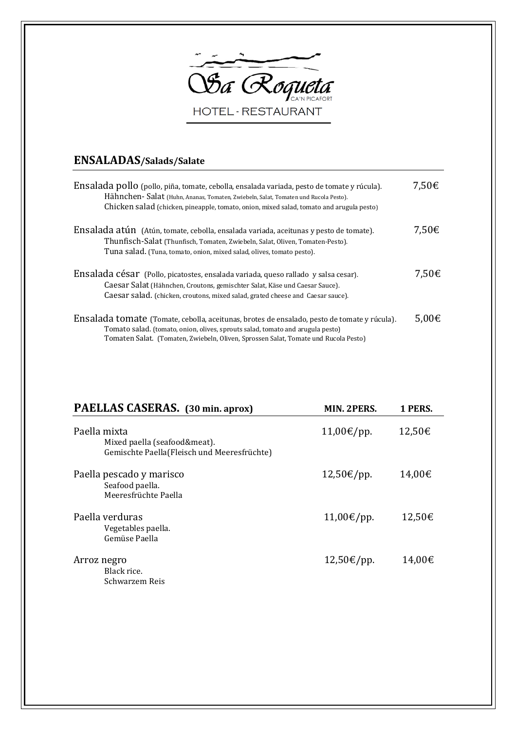# Sa Roqueta
CA'N PICAFORT
HOTEL - RESTAURANT

## ENSALADAS/Salads/Salate

Ensalada pollo (pollo, piña, tomate, cebolla, ensalada variada, pesto de tomate y rúcula). 7,50€
Hähnchen- Salat (Huhn, Ananas, Tomaten, Zwiebeln, Salat, Tomaten und Rucola Pesto).
Chicken salad (chicken, pineapple, tomato, onion, mixed salad, tomato and arugula pesto)

Ensalada atún (Atún, tomate, cebolla, ensalada variada, aceitunas y pesto de tomate). 7,50€
Thunfisch-Salat (Thunfisch, Tomaten, Zwiebeln, Salat, Oliven, Tomaten-Pesto).
Tuna salad. (Tuna, tomato, onion, mixed salad, olives, tomato pesto).

Ensalada césar (Pollo, picatostes, ensalada variada, queso rallado y salsa cesar). 7,50€
Caesar Salat (Hähnchen, Croutons, gemischter Salat, Käse und Caesar Sauce).
Caesar salad. (chicken, croutons, mixed salad, grated cheese and Caesar sauce).

Ensalada tomate (Tomate, cebolla, aceitunas, brotes de ensalado, pesto de tomate y rúcula). 5,00€
Tomato salad. (tomato, onion, olives, sprouts salad, tomato and arugula pesto)
Tomaten Salat. (Tomaten, Zwiebeln, Oliven, Sprossen Salat, Tomate und Rucola Pesto)

## PAELLAS CASERAS. (30 min. aprox)

| | MIN. 2PERS. | 1 PERS. |
|---|---|---|
| Paella mixta<br>Mixed paella (seafood&meat).<br>Gemischte Paella(Fleisch und Meeresfrüchte) | 11,00€/pp. | 12,50€ |
| Paella pescado y marisco<br>Seafood paella.<br>Meeresfrüchte Paella | 12,50€/pp. | 14,00€ |
| Paella verduras<br>Vegetables paella.<br>Gemüse Paella | 11,00€/pp. | 12,50€ |
| Arroz negro<br>Black rice.<br>Schwarzem Reis | 12,50€/pp. | 14,00€ |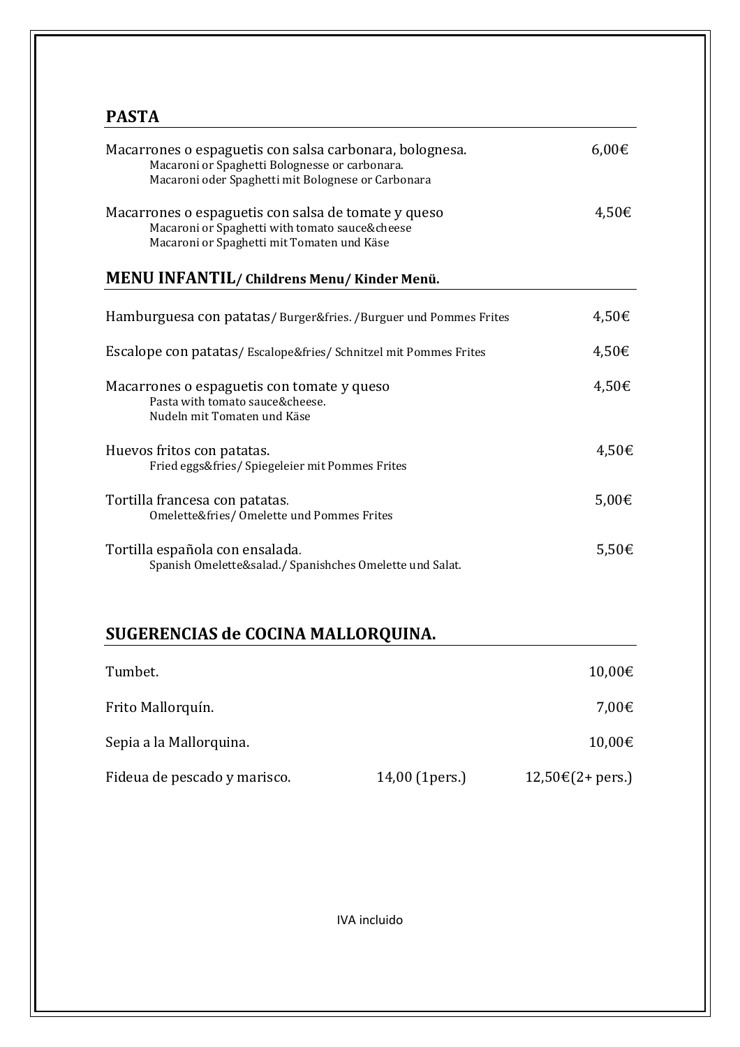## PASTA

Macarrones o espaguetis con salsa carbonara, bolognesa. 6,00€
Macaroni or Spaghetti Bolognesse or carbonara.
Macaroni oder Spaghetti mit Bolognese or Carbonara

Macarrones o espaguetis con salsa de tomate y queso 4,50€
Macaroni or Spaghetti with tomato sauce&cheese
Macaroni or Spaghetti mit Tomaten und Käse

## MENU INFANTIL/ Childrens Menu/ Kinder Menü.

Hamburguesa con patatas/ Burger&fries. /Burguer und Pommes Frites 4,50€

Escalope con patatas/ Escalope&fries/ Schnitzel mit Pommes Frites 4,50€

Macarrones o espaguetis con tomate y queso 4,50€
Pasta with tomato sauce&cheese.
Nudeln mit Tomaten und Käse

Huevos fritos con patatas. 4,50€
Fried eggs&fries/ Spiegeleier mit Pommes Frites

Tortilla francesa con patatas. 5,00€
Omelette&fries/ Omelette und Pommes Frites

Tortilla española con ensalada. 5,50€
Spanish Omelette&salad./ Spanishches Omelette und Salat.

## SUGERENCIAS de COCINA MALLORQUINA.

| | | |
|---|---|---|
| Tumbet. | | 10,00€ |
| Frito Mallorquín. | | 7,00€ |
| Sepia a la Mallorquina. | | 10,00€ |
| Fideua de pescado y marisco. | 14,00 (1pers.) | 12,50€(2+ pers.) |

IVA incluido